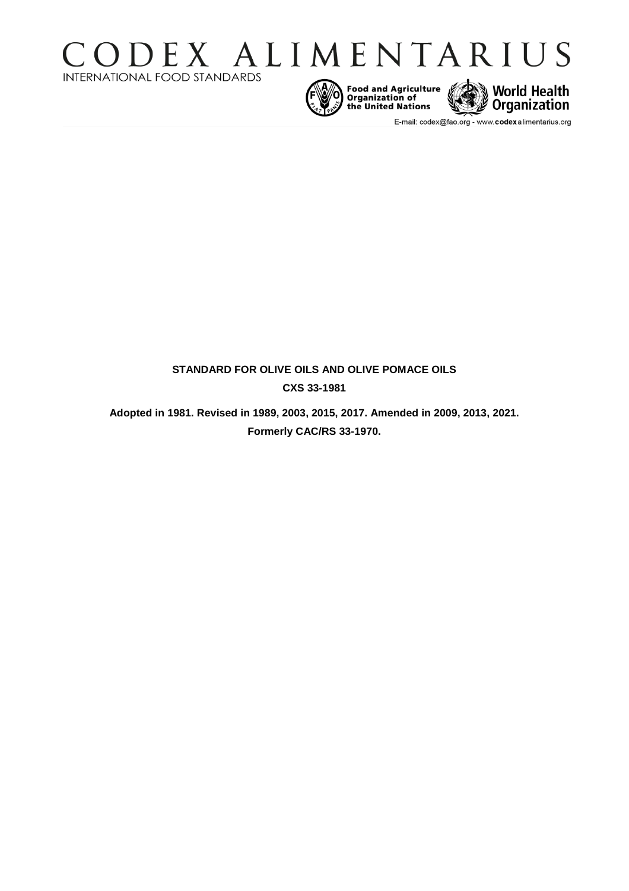# CODEX ALIMENTARIUS

INTERNATIONAL FOOD STANDARDS

Food and Agriculture Organization of the United Nations

World Health Organization

E-mail: codex@fao.org - www.codexalimentarius.org

**STANDARD FOR OLIVE OILS AND OLIVE POMACE OILS**

**CXS 33-1981**

**Adopted in 1981. Revised in 1989, 2003, 2015, 2017. Amended in 2009, 2013, 2021.**

**Formerly CAC/RS 33-1970.**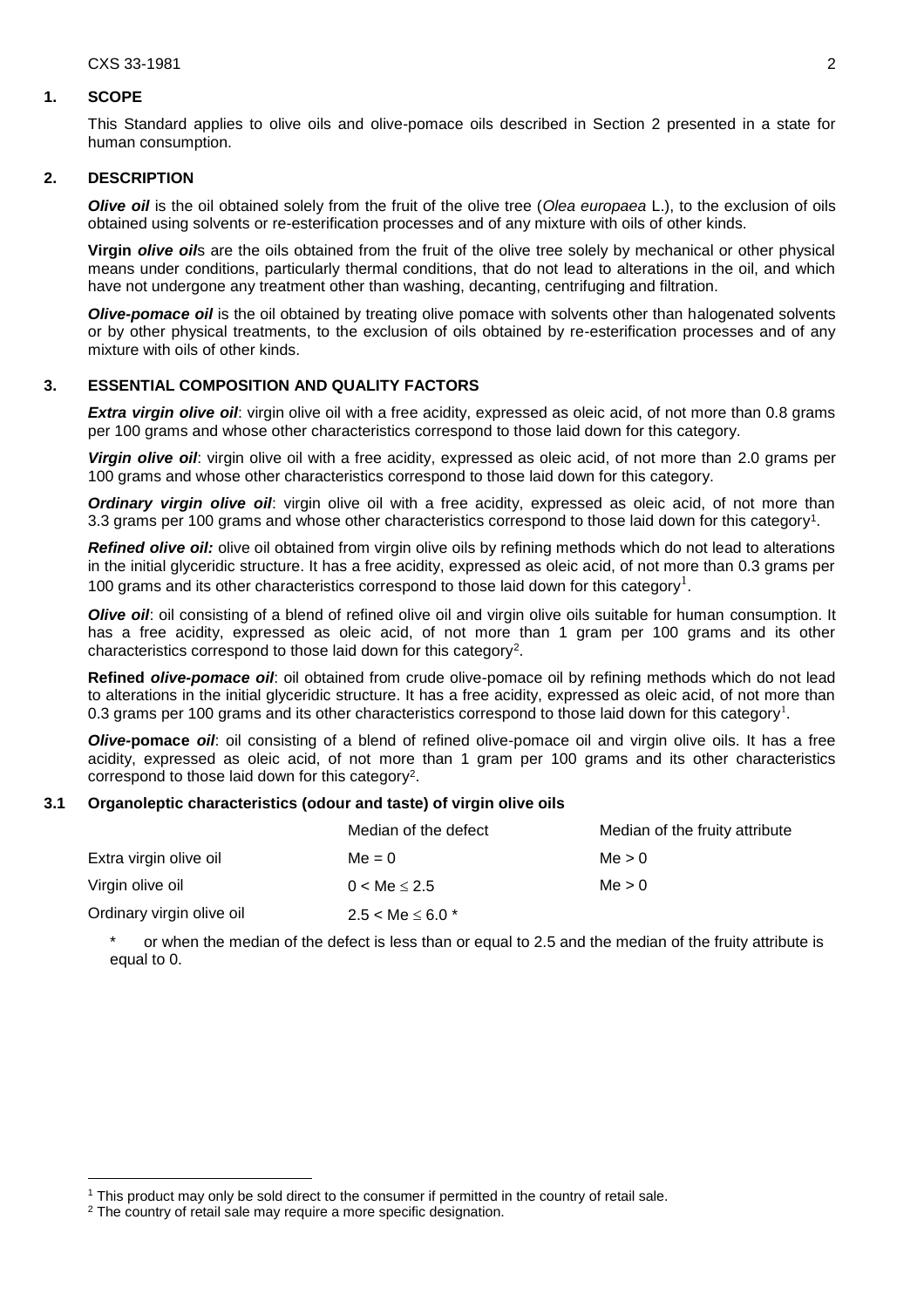## 1. SCOPE

This Standard applies to olive oils and olive-pomace oils described in Section 2 presented in a state for human consumption.

## 2. DESCRIPTION

***Olive oil*** is the oil obtained solely from the fruit of the olive tree (*Olea europaea* L.), to the exclusion of oils obtained using solvents or re-esterification processes and of any mixture with oils of other kinds.

**Virgin *olive oil*s** are the oils obtained from the fruit of the olive tree solely by mechanical or other physical means under conditions, particularly thermal conditions, that do not lead to alterations in the oil, and which have not undergone any treatment other than washing, decanting, centrifuging and filtration.

***Olive-pomace oil*** is the oil obtained by treating olive pomace with solvents other than halogenated solvents or by other physical treatments, to the exclusion of oils obtained by re-esterification processes and of any mixture with oils of other kinds.

## 3. ESSENTIAL COMPOSITION AND QUALITY FACTORS

***Extra virgin olive oil***: virgin olive oil with a free acidity, expressed as oleic acid, of not more than 0.8 grams per 100 grams and whose other characteristics correspond to those laid down for this category.

***Virgin olive oil***: virgin olive oil with a free acidity, expressed as oleic acid, of not more than 2.0 grams per 100 grams and whose other characteristics correspond to those laid down for this category.

***Ordinary virgin olive oil***: virgin olive oil with a free acidity, expressed as oleic acid, of not more than 3.3 grams per 100 grams and whose other characteristics correspond to those laid down for this category[1].

***Refined olive oil:*** olive oil obtained from virgin olive oils by refining methods which do not lead to alterations in the initial glyceridic structure. It has a free acidity, expressed as oleic acid, of not more than 0.3 grams per 100 grams and its other characteristics correspond to those laid down for this category[1].

***Olive oil***: oil consisting of a blend of refined olive oil and virgin olive oils suitable for human consumption. It has a free acidity, expressed as oleic acid, of not more than 1 gram per 100 grams and its other characteristics correspond to those laid down for this category[2].

**Refined *olive-pomace oil***: oil obtained from crude olive-pomace oil by refining methods which do not lead to alterations in the initial glyceridic structure. It has a free acidity, expressed as oleic acid, of not more than 0.3 grams per 100 grams and its other characteristics correspond to those laid down for this category[1].

***Olive*-pomace *oil***: oil consisting of a blend of refined olive-pomace oil and virgin olive oils. It has a free acidity, expressed as oleic acid, of not more than 1 gram per 100 grams and its other characteristics correspond to those laid down for this category[2].

### 3.1 Organoleptic characteristics (odour and taste) of virgin olive oils

| | Median of the defect | Median of the fruity attribute |
|---|---|---|
| Extra virgin olive oil | $Me = 0$ | $Me > 0$ |
| Virgin olive oil | $0 < Me \leq 2.5$ | $Me > 0$ |
| Ordinary virgin olive oil | $2.5 < Me \leq 6.0$ * | |

\* or when the median of the defect is less than or equal to 2.5 and the median of the fruity attribute is equal to 0.

---

[1] This product may only be sold direct to the consumer if permitted in the country of retail sale.

[2] The country of retail sale may require a more specific designation.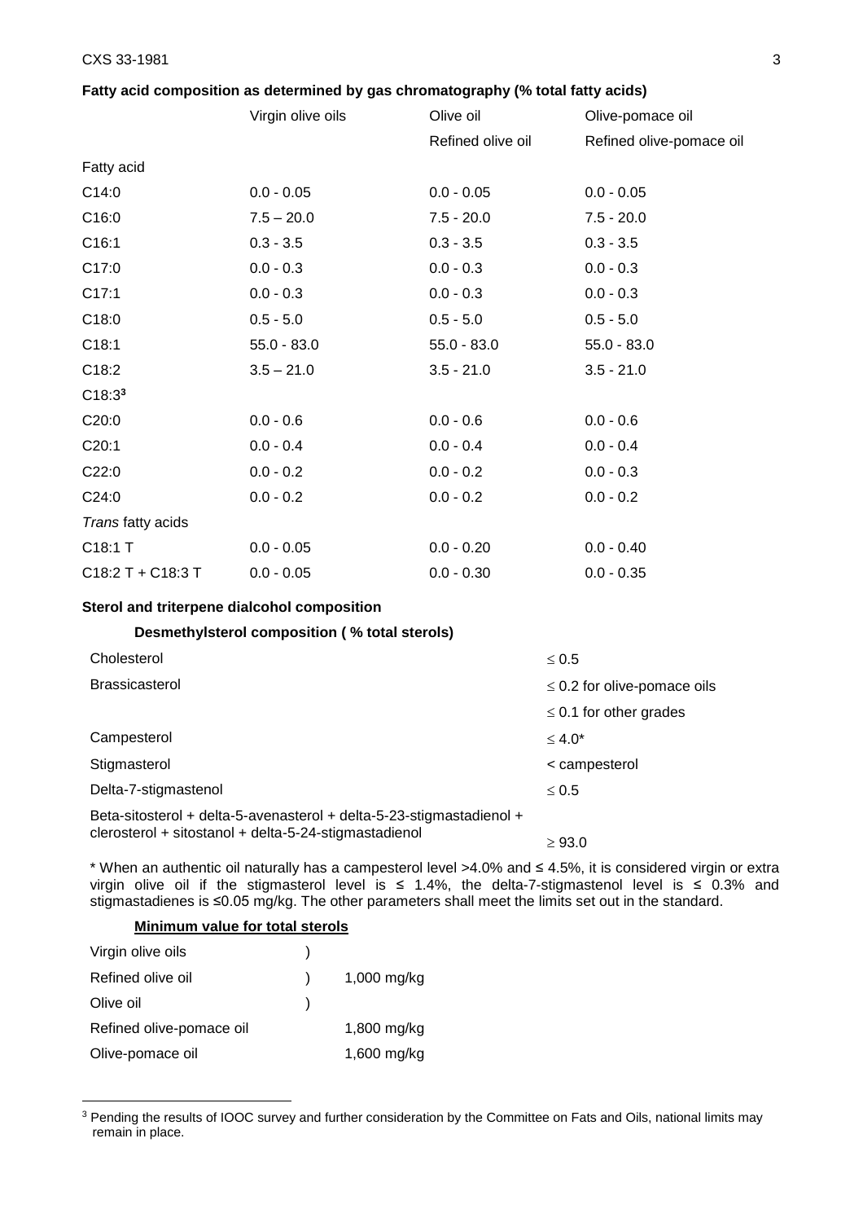**Fatty acid composition as determined by gas chromatography (% total fatty acids)**

| | Virgin olive oils | Olive oil<br>Refined olive oil | Olive-pomace oil<br>Refined olive-pomace oil |
|---|---|---|---|
| Fatty acid | | | |
| C14:0 | 0.0 - 0.05 | 0.0 - 0.05 | 0.0 - 0.05 |
| C16:0 | 7.5 – 20.0 | 7.5 - 20.0 | 7.5 - 20.0 |
| C16:1 | 0.3 - 3.5 | 0.3 - 3.5 | 0.3 - 3.5 |
| C17:0 | 0.0 - 0.3 | 0.0 - 0.3 | 0.0 - 0.3 |
| C17:1 | 0.0 - 0.3 | 0.0 - 0.3 | 0.0 - 0.3 |
| C18:0 | 0.5 - 5.0 | 0.5 - 5.0 | 0.5 - 5.0 |
| C18:1 | 55.0 - 83.0 | 55.0 - 83.0 | 55.0 - 83.0 |
| C18:2 | 3.5 – 21.0 | 3.5 - 21.0 | 3.5 - 21.0 |
| C18:3[3] | | | |
| C20:0 | 0.0 - 0.6 | 0.0 - 0.6 | 0.0 - 0.6 |
| C20:1 | 0.0 - 0.4 | 0.0 - 0.4 | 0.0 - 0.4 |
| C22:0 | 0.0 - 0.2 | 0.0 - 0.2 | 0.0 - 0.3 |
| C24:0 | 0.0 - 0.2 | 0.0 - 0.2 | 0.0 - 0.2 |
| *Trans* fatty acids | | | |
| C18:1 T | 0.0 - 0.05 | 0.0 - 0.20 | 0.0 - 0.40 |
| C18:2 T + C18:3 T | 0.0 - 0.05 | 0.0 - 0.30 | 0.0 - 0.35 |

**Sterol and triterpene dialcohol composition**

**Desmethylsterol composition ( % total sterols)**

| | |
|---|---|
| Cholesterol | ≤ 0.5 |
| Brassicasterol | ≤ 0.2 for olive-pomace oils<br>≤ 0.1 for other grades |
| Campesterol | ≤ 4.0* |
| Stigmasterol | < campesterol |
| Delta-7-stigmastenol | ≤ 0.5 |
| Beta-sitosterol + delta-5-avenasterol + delta-5-23-stigmastadienol + clerosterol + sitostanol + delta-5-24-stigmastadienol | ≥ 93.0 |

\* When an authentic oil naturally has a campesterol level >4.0% and ≤ 4.5%, it is considered virgin or extra virgin olive oil if the stigmasterol level is ≤ 1.4%, the delta-7-stigmastenol level is ≤ 0.3% and stigmastadienes is ≤0.05 mg/kg. The other parameters shall meet the limits set out in the standard.

**Minimum value for total sterols**

| | |
|---|---|
| Virgin olive oils<br>Refined olive oil<br>Olive oil | 1,000 mg/kg |
| Refined olive-pomace oil | 1,800 mg/kg |
| Olive-pomace oil | 1,600 mg/kg |

[3] Pending the results of IOOC survey and further consideration by the Committee on Fats and Oils, national limits may remain in place.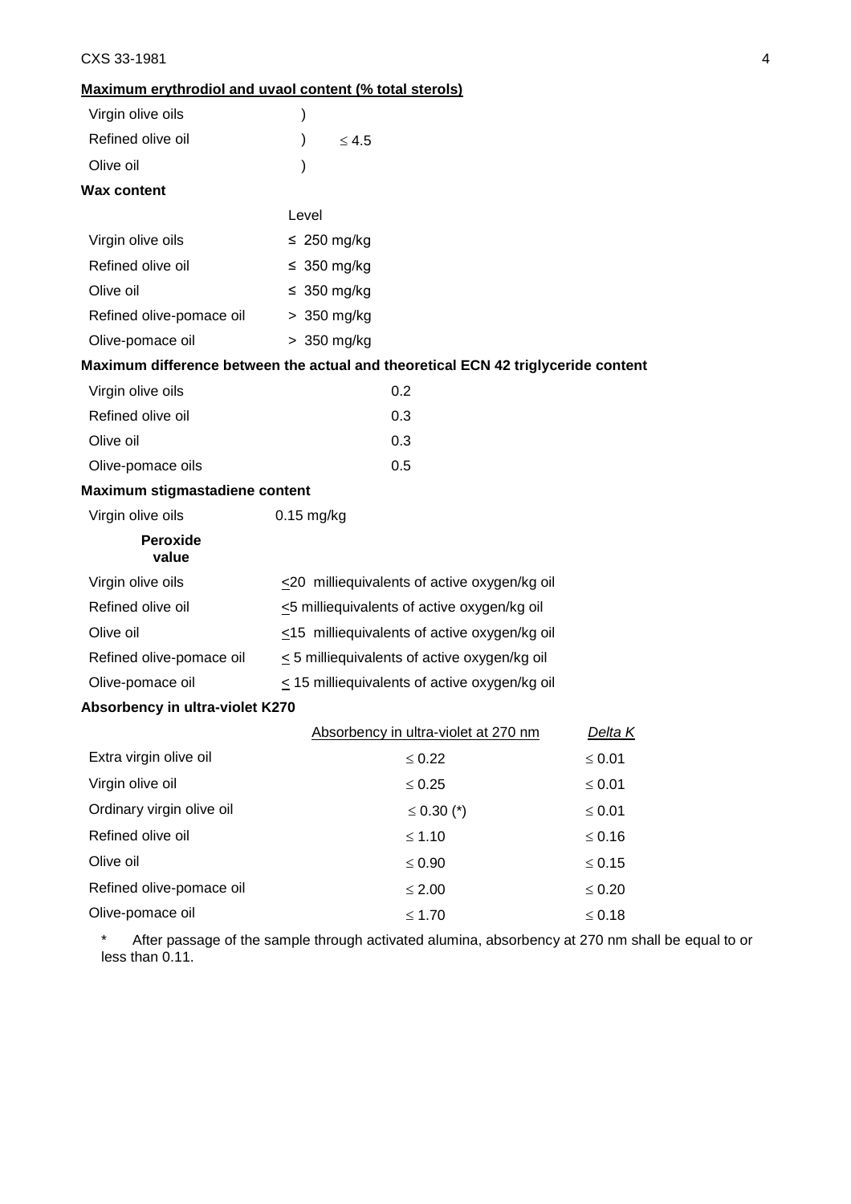**Maximum erythrodiol and uvaol content (% total sterols)**

| | |
|---|---|
| Virgin olive oils | ) |
| Refined olive oil | ) ≤ 4.5 |
| Olive oil | ) |

**Wax content**

| | Level |
|---|---|
| Virgin olive oils | ≤ 250 mg/kg |
| Refined olive oil | ≤ 350 mg/kg |
| Olive oil | ≤ 350 mg/kg |
| Refined olive-pomace oil | > 350 mg/kg |
| Olive-pomace oil | > 350 mg/kg |

**Maximum difference between the actual and theoretical ECN 42 triglyceride content**

| | |
|---|---|
| Virgin olive oils | 0.2 |
| Refined olive oil | 0.3 |
| Olive oil | 0.3 |
| Olive-pomace oils | 0.5 |

**Maximum stigmastadiene content**

| | |
|---|---|
| Virgin olive oils | 0.15 mg/kg |

**Peroxide value**

| | |
|---|---|
| Virgin olive oils | ≤20 milliequivalents of active oxygen/kg oil |
| Refined olive oil | ≤5 milliequivalents of active oxygen/kg oil |
| Olive oil | ≤15 milliequivalents of active oxygen/kg oil |
| Refined olive-pomace oil | ≤ 5 milliequivalents of active oxygen/kg oil |
| Olive-pomace oil | ≤ 15 milliequivalents of active oxygen/kg oil |

**Absorbency in ultra-violet K270**

| | Absorbency in ultra-violet at 270 nm | *Delta K* |
|---|---|---|
| Extra virgin olive oil | ≤ 0.22 | ≤ 0.01 |
| Virgin olive oil | ≤ 0.25 | ≤ 0.01 |
| Ordinary virgin olive oil | ≤ 0.30 (*) | ≤ 0.01 |
| Refined olive oil | ≤ 1.10 | ≤ 0.16 |
| Olive oil | ≤ 0.90 | ≤ 0.15 |
| Refined olive-pomace oil | ≤ 2.00 | ≤ 0.20 |
| Olive-pomace oil | ≤ 1.70 | ≤ 0.18 |

\* After passage of the sample through activated alumina, absorbency at 270 nm shall be equal to or less than 0.11.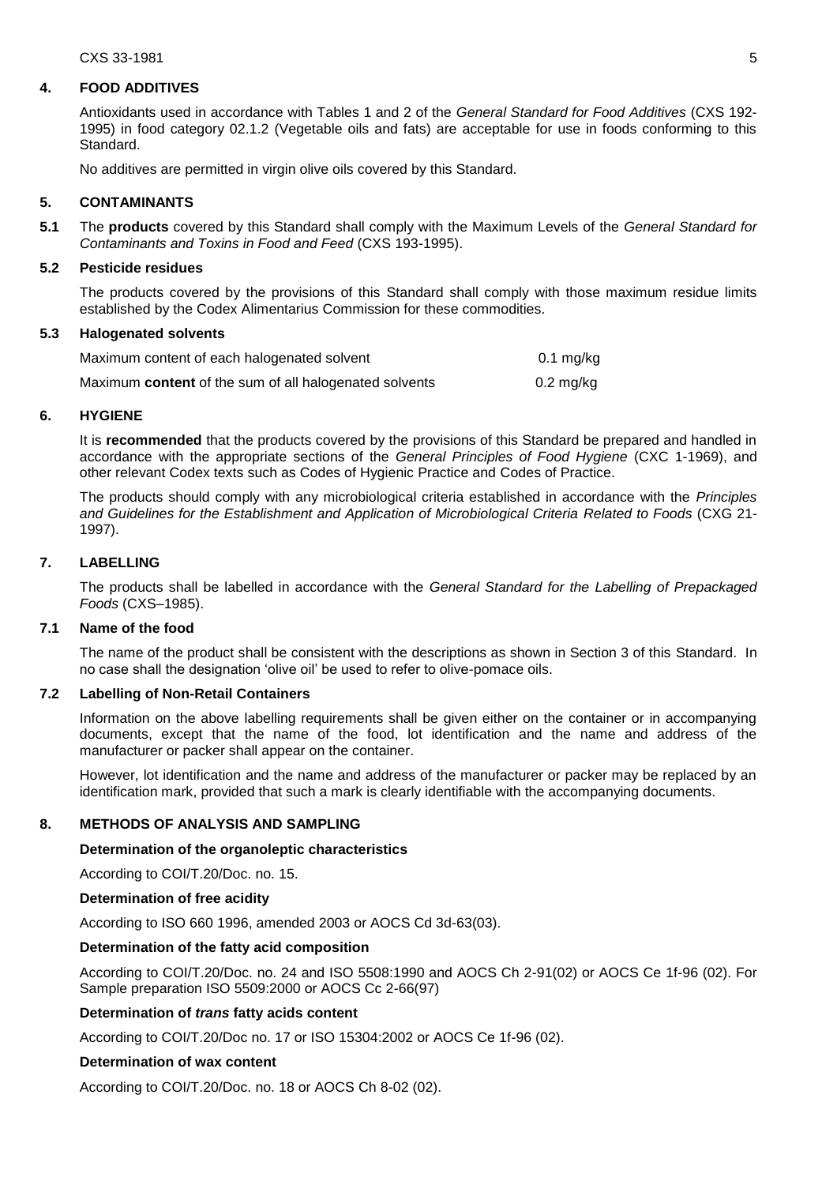## 4. FOOD ADDITIVES

Antioxidants used in accordance with Tables 1 and 2 of the *General Standard for Food Additives* (CXS 192-1995) in food category 02.1.2 (Vegetable oils and fats) are acceptable for use in foods conforming to this Standard.

No additives are permitted in virgin olive oils covered by this Standard.

## 5. CONTAMINANTS

**5.1** The **products** covered by this Standard shall comply with the Maximum Levels of the *General Standard for Contaminants and Toxins in Food and Feed* (CXS 193-1995).

### 5.2 Pesticide residues

The products covered by the provisions of this Standard shall comply with those maximum residue limits established by the Codex Alimentarius Commission for these commodities.

### 5.3 Halogenated solvents

| | |
|---|---|
| Maximum content of each halogenated solvent | 0.1 mg/kg |
| Maximum **content** of the sum of all halogenated solvents | 0.2 mg/kg |

## 6. HYGIENE

It is **recommended** that the products covered by the provisions of this Standard be prepared and handled in accordance with the appropriate sections of the *General Principles of Food Hygiene* (CXC 1-1969), and other relevant Codex texts such as Codes of Hygienic Practice and Codes of Practice.

The products should comply with any microbiological criteria established in accordance with the *Principles and Guidelines for the Establishment and Application of Microbiological Criteria Related to Foods* (CXG 21-1997).

## 7. LABELLING

The products shall be labelled in accordance with the *General Standard for the Labelling of Prepackaged Foods* (CXS–1985).

### 7.1 Name of the food

The name of the product shall be consistent with the descriptions as shown in Section 3 of this Standard. In no case shall the designation 'olive oil' be used to refer to olive-pomace oils.

### 7.2 Labelling of Non-Retail Containers

Information on the above labelling requirements shall be given either on the container or in accompanying documents, except that the name of the food, lot identification and the name and address of the manufacturer or packer shall appear on the container.

However, lot identification and the name and address of the manufacturer or packer may be replaced by an identification mark, provided that such a mark is clearly identifiable with the accompanying documents.

## 8. METHODS OF ANALYSIS AND SAMPLING

**Determination of the organoleptic characteristics**

According to COI/T.20/Doc. no. 15.

**Determination of free acidity**

According to ISO 660 1996, amended 2003 or AOCS Cd 3d-63(03).

**Determination of the fatty acid composition**

According to COI/T.20/Doc. no. 24 and ISO 5508:1990 and AOCS Ch 2-91(02) or AOCS Ce 1f-96 (02). For Sample preparation ISO 5509:2000 or AOCS Cc 2-66(97)

**Determination of *trans* fatty acids content**

According to COI/T.20/Doc no. 17 or ISO 15304:2002 or AOCS Ce 1f-96 (02).

**Determination of wax content**

According to COI/T.20/Doc. no. 18 or AOCS Ch 8-02 (02).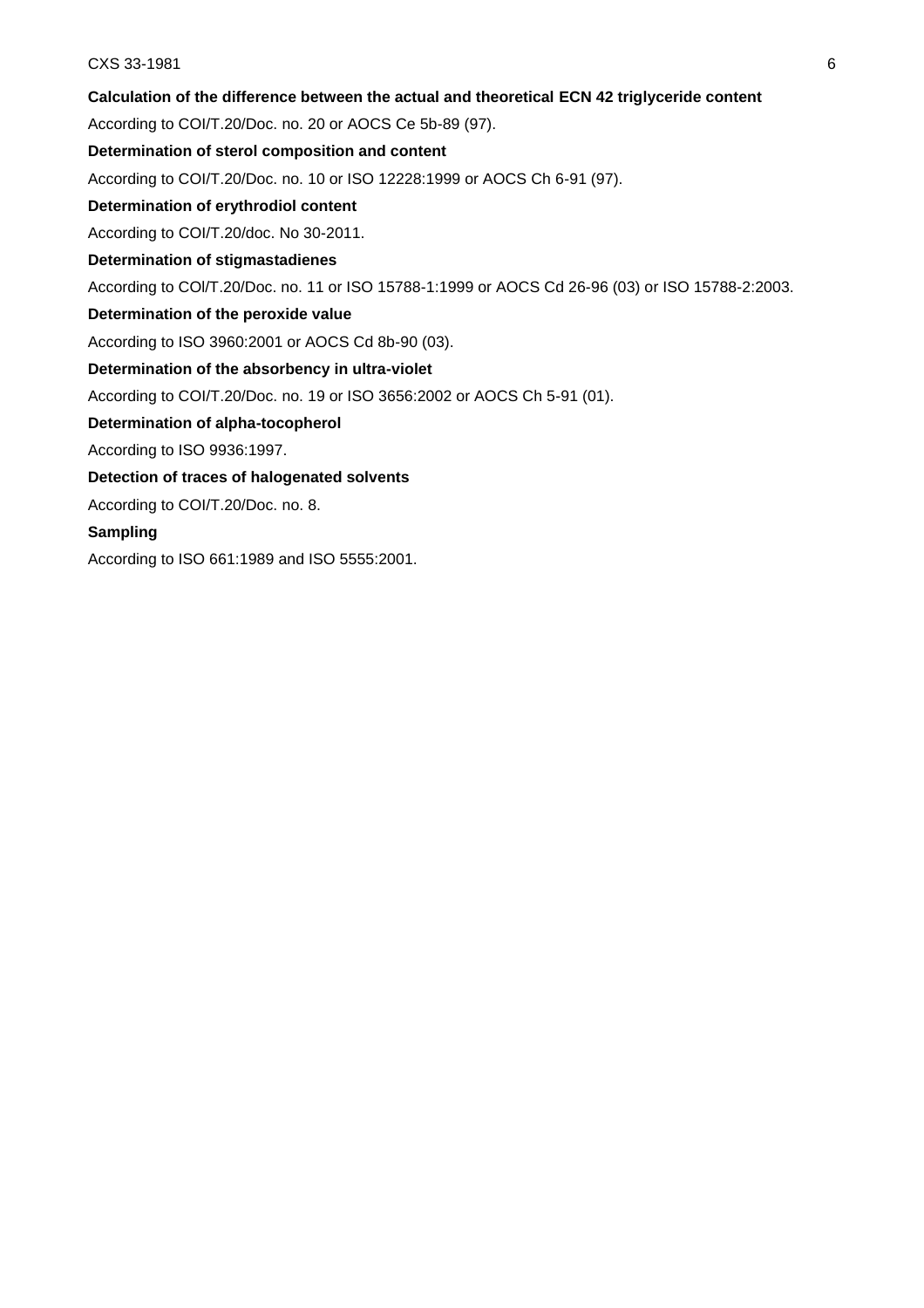**Calculation of the difference between the actual and theoretical ECN 42 triglyceride content**

According to COI/T.20/Doc. no. 20 or AOCS Ce 5b-89 (97).

**Determination of sterol composition and content**

According to COI/T.20/Doc. no. 10 or ISO 12228:1999 or AOCS Ch 6-91 (97).

**Determination of erythrodiol content**

According to COI/T.20/doc. No 30-2011.

**Determination of stigmastadienes**

According to COI/T.20/Doc. no. 11 or ISO 15788-1:1999 or AOCS Cd 26-96 (03) or ISO 15788-2:2003.

**Determination of the peroxide value**

According to ISO 3960:2001 or AOCS Cd 8b-90 (03).

**Determination of the absorbency in ultra-violet**

According to COI/T.20/Doc. no. 19 or ISO 3656:2002 or AOCS Ch 5-91 (01).

**Determination of alpha-tocopherol**

According to ISO 9936:1997.

**Detection of traces of halogenated solvents**

According to COI/T.20/Doc. no. 8.

**Sampling**

According to ISO 661:1989 and ISO 5555:2001.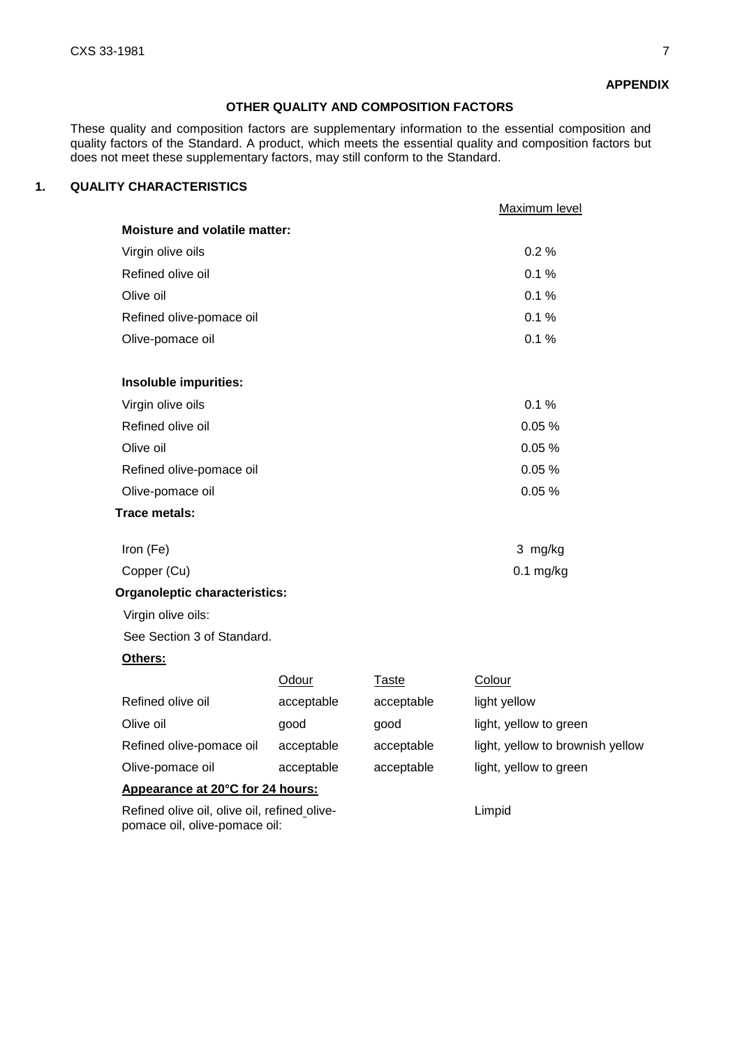**APPENDIX**

## OTHER QUALITY AND COMPOSITION FACTORS

These quality and composition factors are supplementary information to the essential composition and quality factors of the Standard. A product, which meets the essential quality and composition factors but does not meet these supplementary factors, may still conform to the Standard.

### 1. QUALITY CHARACTERISTICS

| | Maximum level |
|---|---|
| **Moisture and volatile matter:** | |
| Virgin olive oils | 0.2 % |
| Refined olive oil | 0.1 % |
| Olive oil | 0.1 % |
| Refined olive-pomace oil | 0.1 % |
| Olive-pomace oil | 0.1 % |
| **Insoluble impurities:** | |
| Virgin olive oils | 0.1 % |
| Refined olive oil | 0.05 % |
| Olive oil | 0.05 % |
| Refined olive-pomace oil | 0.05 % |
| Olive-pomace oil | 0.05 % |
| **Trace metals:** | |
| Iron (Fe) | 3 mg/kg |
| Copper (Cu) | 0.1 mg/kg |

**Organoleptic characteristics:**

Virgin olive oils:

See Section 3 of Standard.

**Others:**

| | Odour | Taste | Colour |
|---|---|---|---|
| Refined olive oil | acceptable | acceptable | light yellow |
| Olive oil | good | good | light, yellow to green |
| Refined olive-pomace oil | acceptable | acceptable | light, yellow to brownish yellow |
| Olive-pomace oil | acceptable | acceptable | light, yellow to green |

**Appearance at 20°C for 24 hours:**

Refined olive oil, olive oil, refined olive-pomace oil, olive-pomace oil: Limpid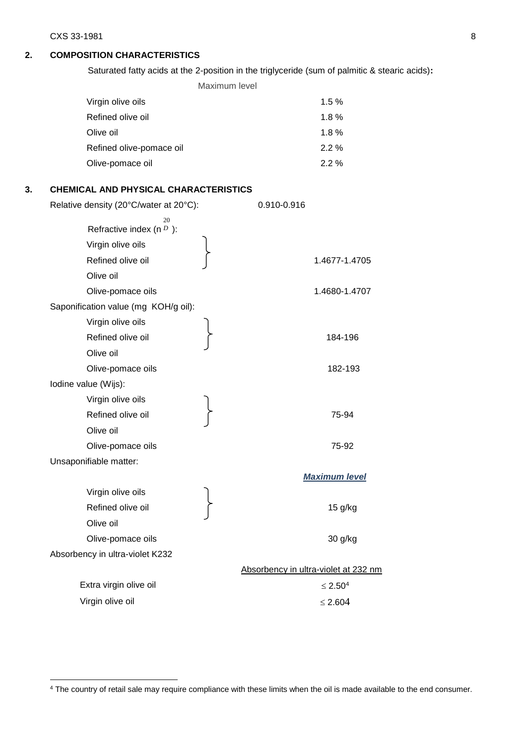## 2. COMPOSITION CHARACTERISTICS

Saturated fatty acids at the 2-position in the triglyceride (sum of palmitic & stearic acids)**:**

| | Maximum level |
|---|---|
| Virgin olive oils | 1.5 % |
| Refined olive oil | 1.8 % |
| Olive oil | 1.8 % |
| Refined olive-pomace oil | 2.2 % |
| Olive-pomace oil | 2.2 % |

## 3. CHEMICAL AND PHYSICAL CHARACTERISTICS

Relative density (20°C/water at 20°C): 0.910-0.916

Refractive index ($n_D^{20}$):

| | |
|---|---|
| Virgin olive oils, Refined olive oil, Olive oil | 1.4677-1.4705 |
| Olive-pomace oils | 1.4680-1.4707 |

Saponification value (mg KOH/g oil):

| | |
|---|---|
| Virgin olive oils, Refined olive oil, Olive oil | 184-196 |
| Olive-pomace oils | 182-193 |

Iodine value (Wijs):

| | |
|---|---|
| Virgin olive oils, Refined olive oil, Olive oil | 75-94 |
| Olive-pomace oils | 75-92 |

Unsaponifiable matter:

| | ***Maximum level*** |
|---|---|
| Virgin olive oils, Refined olive oil, Olive oil | 15 g/kg |
| Olive-pomace oils | 30 g/kg |

Absorbency in ultra-violet K232

| | Absorbency in ultra-violet at 232 nm |
|---|---|
| Extra virgin olive oil | ≤ 2.50[4] |
| Virgin olive oil | ≤ 2.60[4] |

[4] The country of retail sale may require compliance with these limits when the oil is made available to the end consumer.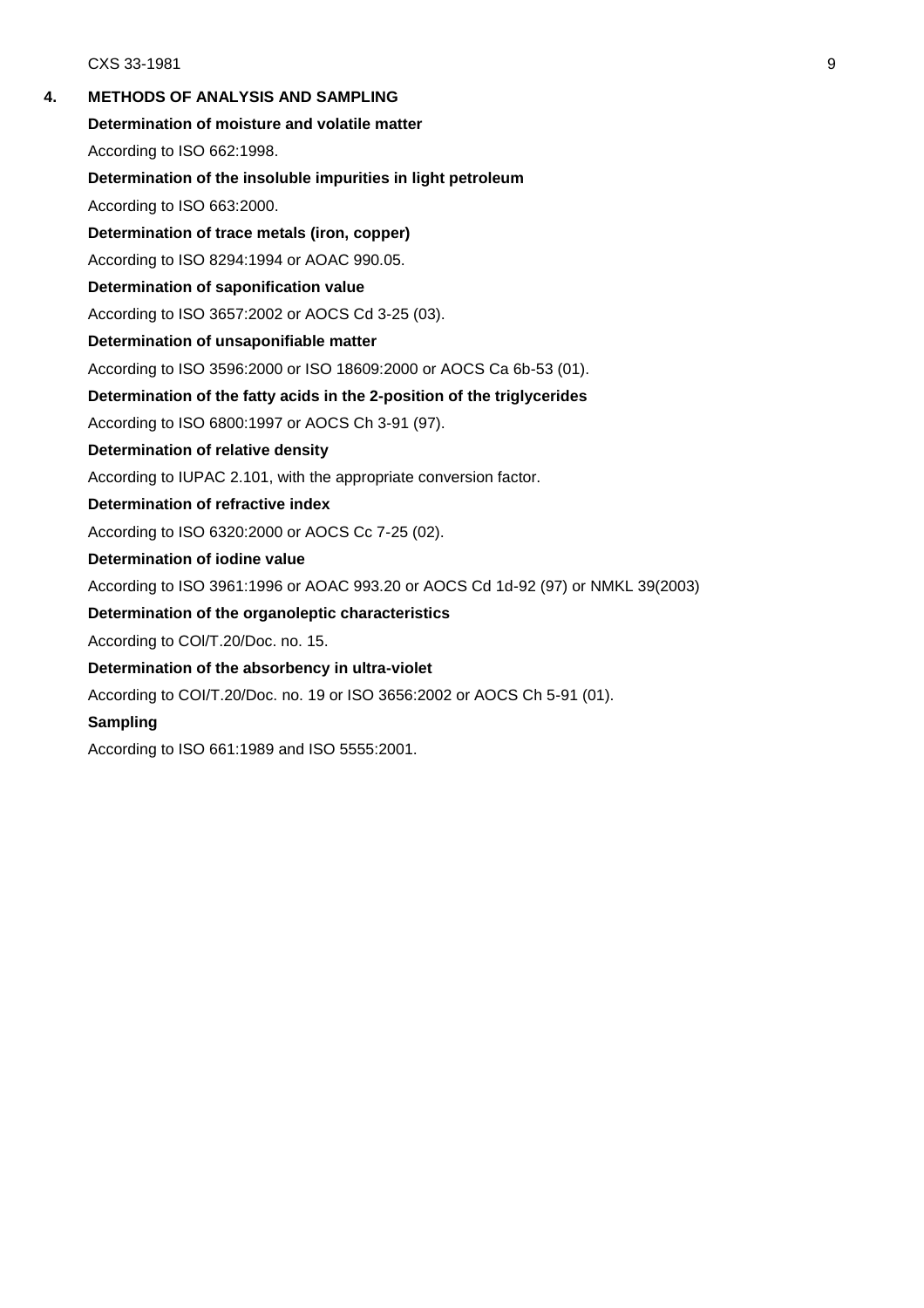## 4. METHODS OF ANALYSIS AND SAMPLING

**Determination of moisture and volatile matter**

According to ISO 662:1998.

**Determination of the insoluble impurities in light petroleum**

According to ISO 663:2000.

**Determination of trace metals (iron, copper)**

According to ISO 8294:1994 or AOAC 990.05.

**Determination of saponification value**

According to ISO 3657:2002 or AOCS Cd 3-25 (03).

**Determination of unsaponifiable matter**

According to ISO 3596:2000 or ISO 18609:2000 or AOCS Ca 6b-53 (01).

**Determination of the fatty acids in the 2-position of the triglycerides**

According to ISO 6800:1997 or AOCS Ch 3-91 (97).

**Determination of relative density**

According to IUPAC 2.101, with the appropriate conversion factor.

**Determination of refractive index**

According to ISO 6320:2000 or AOCS Cc 7-25 (02).

**Determination of iodine value**

According to ISO 3961:1996 or AOAC 993.20 or AOCS Cd 1d-92 (97) or NMKL 39(2003)

**Determination of the organoleptic characteristics**

According to COl/T.20/Doc. no. 15.

**Determination of the absorbency in ultra-violet**

According to COI/T.20/Doc. no. 19 or ISO 3656:2002 or AOCS Ch 5-91 (01).

**Sampling**

According to ISO 661:1989 and ISO 5555:2001.